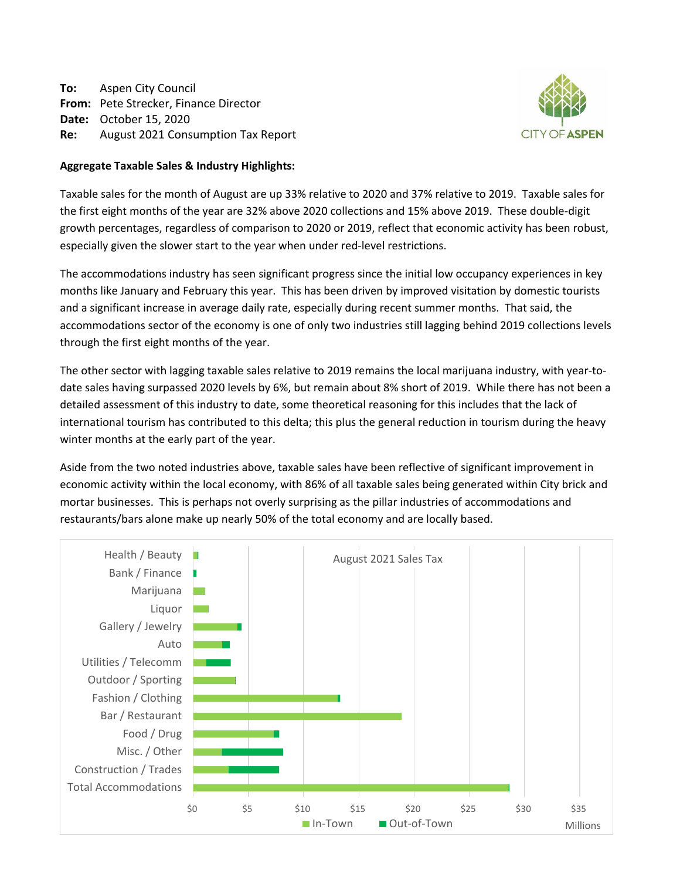**To:** Aspen City Council
**From:** Pete Strecker, Finance Director
**Date:** October 15, 2020
**Re:** August 2021 Consumption Tax Report

CITY OF ASPEN

**Aggregate Taxable Sales & Industry Highlights:**

Taxable sales for the month of August are up 33% relative to 2020 and 37% relative to 2019. Taxable sales for the first eight months of the year are 32% above 2020 collections and 15% above 2019. These double-digit growth percentages, regardless of comparison to 2020 or 2019, reflect that economic activity has been robust, especially given the slower start to the year when under red-level restrictions.

The accommodations industry has seen significant progress since the initial low occupancy experiences in key months like January and February this year. This has been driven by improved visitation by domestic tourists and a significant increase in average daily rate, especially during recent summer months. That said, the accommodations sector of the economy is one of only two industries still lagging behind 2019 collections levels through the first eight months of the year.

The other sector with lagging taxable sales relative to 2019 remains the local marijuana industry, with year-to-date sales having surpassed 2020 levels by 6%, but remain about 8% short of 2019. While there has not been a detailed assessment of this industry to date, some theoretical reasoning for this includes that the lack of international tourism has contributed to this delta; this plus the general reduction in tourism during the heavy winter months at the early part of the year.

Aside from the two noted industries above, taxable sales have been reflective of significant improvement in economic activity within the local economy, with 86% of all taxable sales being generated within City brick and mortar businesses. This is perhaps not overly surprising as the pillar industries of accommodations and restaurants/bars alone make up nearly 50% of the total economy and are locally based.

August 2021 Sales Tax

| Category | Chart data |
|---|---|
| Health / Beauty | |
| Bank / Finance | |
| Marijuana | |
| Liquor | |
| Gallery / Jewelry | |
| Auto | |
| Utilities / Telecomm | |
| Outdoor / Sporting | |
| Fashion / Clothing | |
| Bar / Restaurant | |
| Food / Drug | |
| Misc. / Other | |
| Construction / Trades | |
| Total Accommodations | |

$0 $5 $10 $15 $20 $25 $30 $35 Millions

In-Town Out-of-Town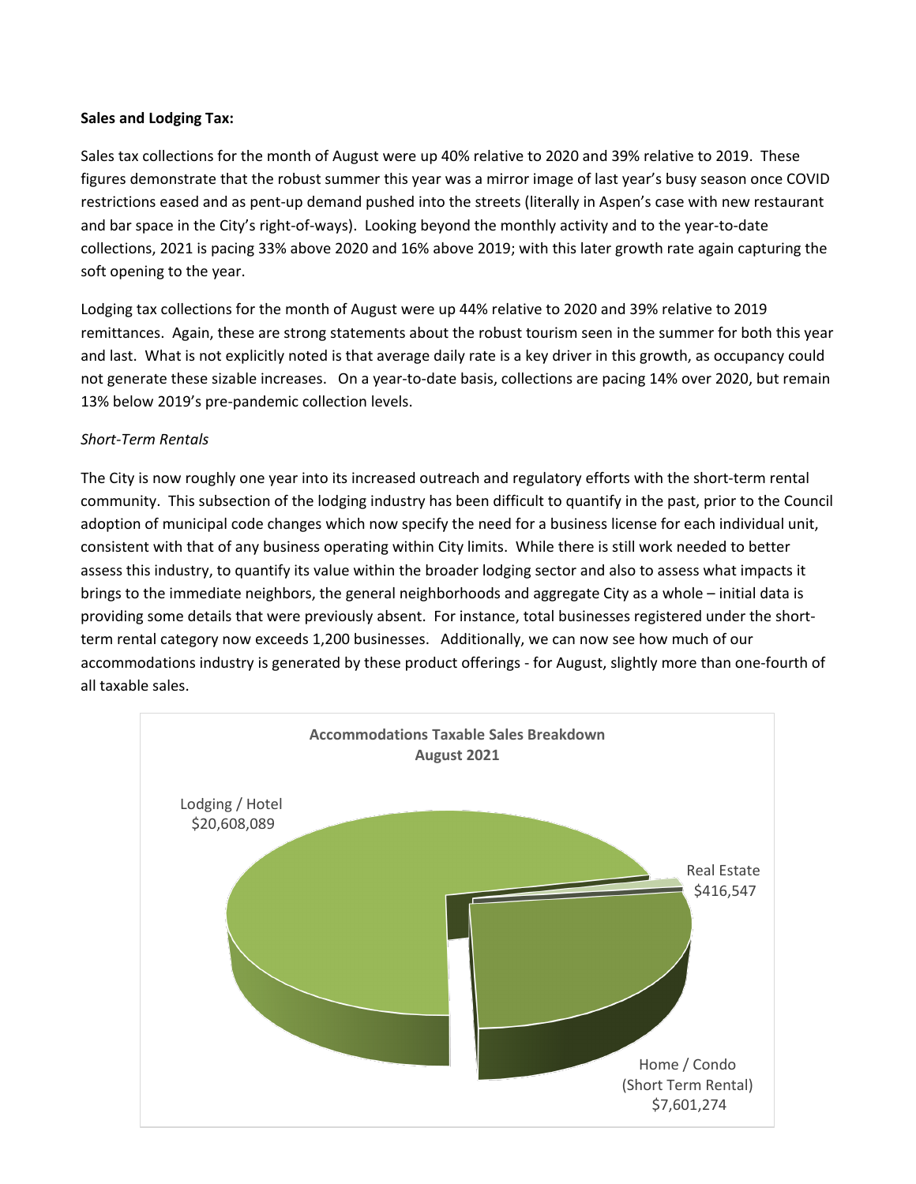**Sales and Lodging Tax:**

Sales tax collections for the month of August were up 40% relative to 2020 and 39% relative to 2019. These figures demonstrate that the robust summer this year was a mirror image of last year's busy season once COVID restrictions eased and as pent-up demand pushed into the streets (literally in Aspen's case with new restaurant and bar space in the City's right-of-ways). Looking beyond the monthly activity and to the year-to-date collections, 2021 is pacing 33% above 2020 and 16% above 2019; with this later growth rate again capturing the soft opening to the year.

Lodging tax collections for the month of August were up 44% relative to 2020 and 39% relative to 2019 remittances. Again, these are strong statements about the robust tourism seen in the summer for both this year and last. What is not explicitly noted is that average daily rate is a key driver in this growth, as occupancy could not generate these sizable increases. On a year-to-date basis, collections are pacing 14% over 2020, but remain 13% below 2019's pre-pandemic collection levels.

*Short-Term Rentals*

The City is now roughly one year into its increased outreach and regulatory efforts with the short-term rental community. This subsection of the lodging industry has been difficult to quantify in the past, prior to the Council adoption of municipal code changes which now specify the need for a business license for each individual unit, consistent with that of any business operating within City limits. While there is still work needed to better assess this industry, to quantify its value within the broader lodging sector and also to assess what impacts it brings to the immediate neighbors, the general neighborhoods and aggregate City as a whole – initial data is providing some details that were previously absent. For instance, total businesses registered under the short-term rental category now exceeds 1,200 businesses. Additionally, we can now see how much of our accommodations industry is generated by these product offerings - for August, slightly more than one-fourth of all taxable sales.

**Accommodations Taxable Sales Breakdown**
**August 2021**

| Category | Taxable Sales |
|---|---|
| Lodging / Hotel | $20,608,089 |
| Real Estate | $416,547 |
| Home / Condo (Short Term Rental) | $7,601,274 |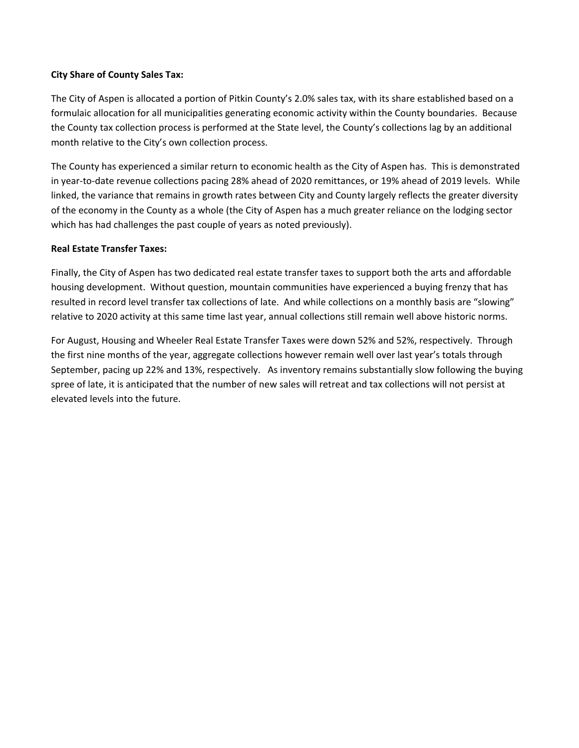**City Share of County Sales Tax:**

The City of Aspen is allocated a portion of Pitkin County's 2.0% sales tax, with its share established based on a formulaic allocation for all municipalities generating economic activity within the County boundaries. Because the County tax collection process is performed at the State level, the County's collections lag by an additional month relative to the City's own collection process.

The County has experienced a similar return to economic health as the City of Aspen has. This is demonstrated in year-to-date revenue collections pacing 28% ahead of 2020 remittances, or 19% ahead of 2019 levels. While linked, the variance that remains in growth rates between City and County largely reflects the greater diversity of the economy in the County as a whole (the City of Aspen has a much greater reliance on the lodging sector which has had challenges the past couple of years as noted previously).

**Real Estate Transfer Taxes:**

Finally, the City of Aspen has two dedicated real estate transfer taxes to support both the arts and affordable housing development. Without question, mountain communities have experienced a buying frenzy that has resulted in record level transfer tax collections of late. And while collections on a monthly basis are "slowing" relative to 2020 activity at this same time last year, annual collections still remain well above historic norms.

For August, Housing and Wheeler Real Estate Transfer Taxes were down 52% and 52%, respectively. Through the first nine months of the year, aggregate collections however remain well over last year's totals through September, pacing up 22% and 13%, respectively. As inventory remains substantially slow following the buying spree of late, it is anticipated that the number of new sales will retreat and tax collections will not persist at elevated levels into the future.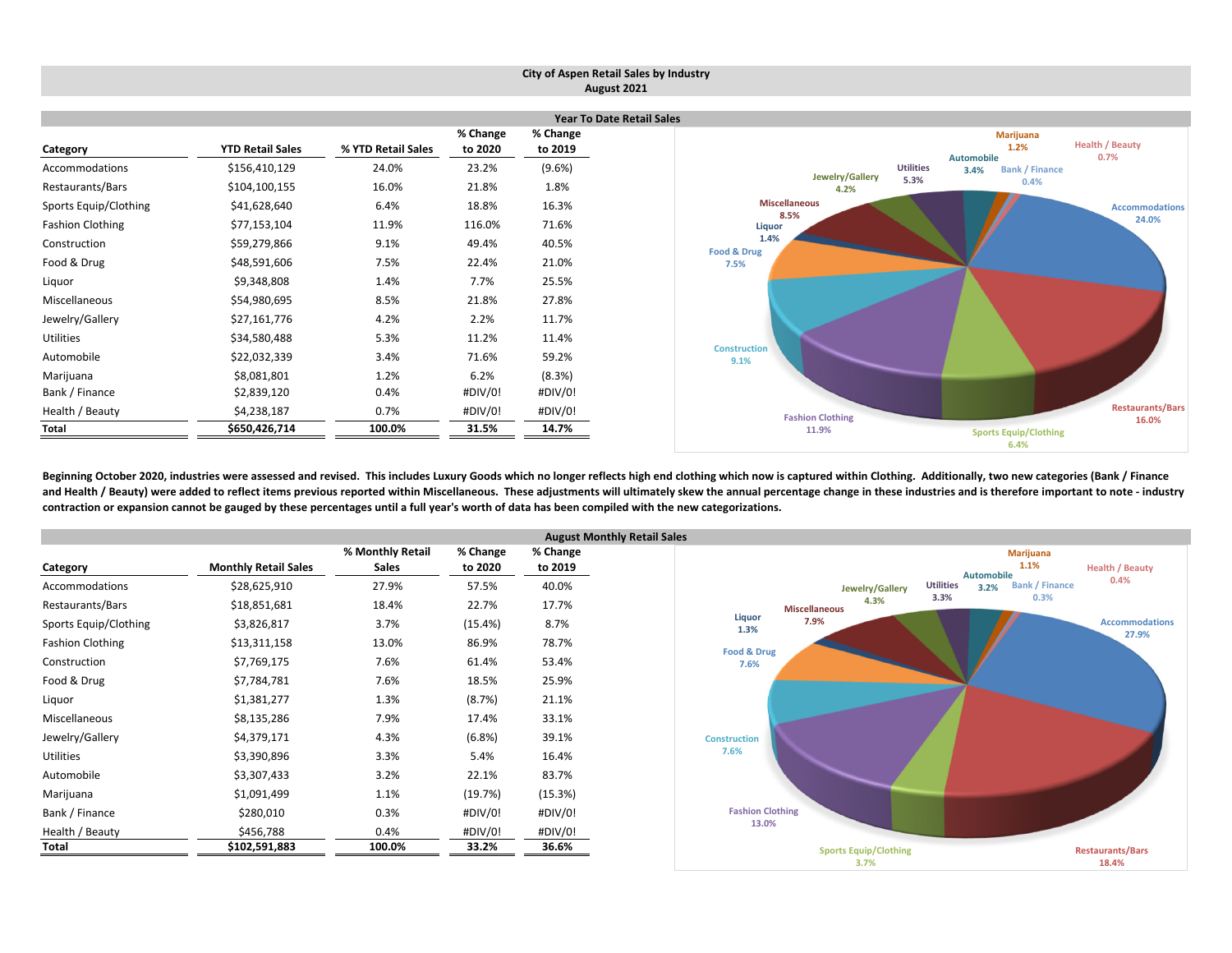# City of Aspen Retail Sales by Industry
## August 2021

### Year To Date Retail Sales

| Category | YTD Retail Sales | % YTD Retail Sales | % Change to 2020 | % Change to 2019 |
|---|---|---|---|---|
| Accommodations | $156,410,129 | 24.0% | 23.2% | (9.6%) |
| Restaurants/Bars | $104,100,155 | 16.0% | 21.8% | 1.8% |
| Sports Equip/Clothing | $41,628,640 | 6.4% | 18.8% | 16.3% |
| Fashion Clothing | $77,153,104 | 11.9% | 116.0% | 71.6% |
| Construction | $59,279,866 | 9.1% | 49.4% | 40.5% |
| Food & Drug | $48,591,606 | 7.5% | 22.4% | 21.0% |
| Liquor | $9,348,808 | 1.4% | 7.7% | 25.5% |
| Miscellaneous | $54,980,695 | 8.5% | 21.8% | 27.8% |
| Jewelry/Gallery | $27,161,776 | 4.2% | 2.2% | 11.7% |
| Utilities | $34,580,488 | 5.3% | 11.2% | 11.4% |
| Automobile | $22,032,339 | 3.4% | 71.6% | 59.2% |
| Marijuana | $8,081,801 | 1.2% | 6.2% | (8.3%) |
| Bank / Finance | $2,839,120 | 0.4% | #DIV/0! | #DIV/0! |
| Health / Beauty | $4,238,187 | 0.7% | #DIV/0! | #DIV/0! |
| **Total** | **$650,426,714** | **100.0%** | **31.5%** | **14.7%** |

Marijuana 1.2%, Health / Beauty 0.7%, Automobile 3.4%, Bank / Finance 0.4%, Utilities 5.3%, Jewelry/Gallery 4.2%, Miscellaneous 8.5%, Accommodations 24.0%, Liquor 1.4%, Food & Drug 7.5%, Construction 9.1%, Fashion Clothing 11.9%, Sports Equip/Clothing 6.4%, Restaurants/Bars 16.0%

**Beginning October 2020, industries were assessed and revised. This includes Luxury Goods which no longer reflects high end clothing which now is captured within Clothing. Additionally, two new categories (Bank / Finance and Health / Beauty) were added to reflect items previous reported within Miscellaneous. These adjustments will ultimately skew the annual percentage change in these industries and is therefore important to note - industry contraction or expansion cannot be gauged by these percentages until a full year's worth of data has been compiled with the new categorizations.**

### August Monthly Retail Sales

| Category | Monthly Retail Sales | % Monthly Retail Sales | % Change to 2020 | % Change to 2019 |
|---|---|---|---|---|
| Accommodations | $28,625,910 | 27.9% | 57.5% | 40.0% |
| Restaurants/Bars | $18,851,681 | 18.4% | 22.7% | 17.7% |
| Sports Equip/Clothing | $3,826,817 | 3.7% | (15.4%) | 8.7% |
| Fashion Clothing | $13,311,158 | 13.0% | 86.9% | 78.7% |
| Construction | $7,769,175 | 7.6% | 61.4% | 53.4% |
| Food & Drug | $7,784,781 | 7.6% | 18.5% | 25.9% |
| Liquor | $1,381,277 | 1.3% | (8.7%) | 21.1% |
| Miscellaneous | $8,135,286 | 7.9% | 17.4% | 33.1% |
| Jewelry/Gallery | $4,379,171 | 4.3% | (6.8%) | 39.1% |
| Utilities | $3,390,896 | 3.3% | 5.4% | 16.4% |
| Automobile | $3,307,433 | 3.2% | 22.1% | 83.7% |
| Marijuana | $1,091,499 | 1.1% | (19.7%) | (15.3%) |
| Bank / Finance | $280,010 | 0.3% | #DIV/0! | #DIV/0! |
| Health / Beauty | $456,788 | 0.4% | #DIV/0! | #DIV/0! |
| **Total** | **$102,591,883** | **100.0%** | **33.2%** | **36.6%** |

Marijuana 1.1%, Health / Beauty 0.4%, Automobile 3.2%, Bank / Finance 0.3%, Utilities 3.3%, Jewelry/Gallery 4.3%, Miscellaneous 7.9%, Liquor 1.3%, Accommodations 27.9%, Food & Drug 7.6%, Construction 7.6%, Fashion Clothing 13.0%, Sports Equip/Clothing 3.7%, Restaurants/Bars 18.4%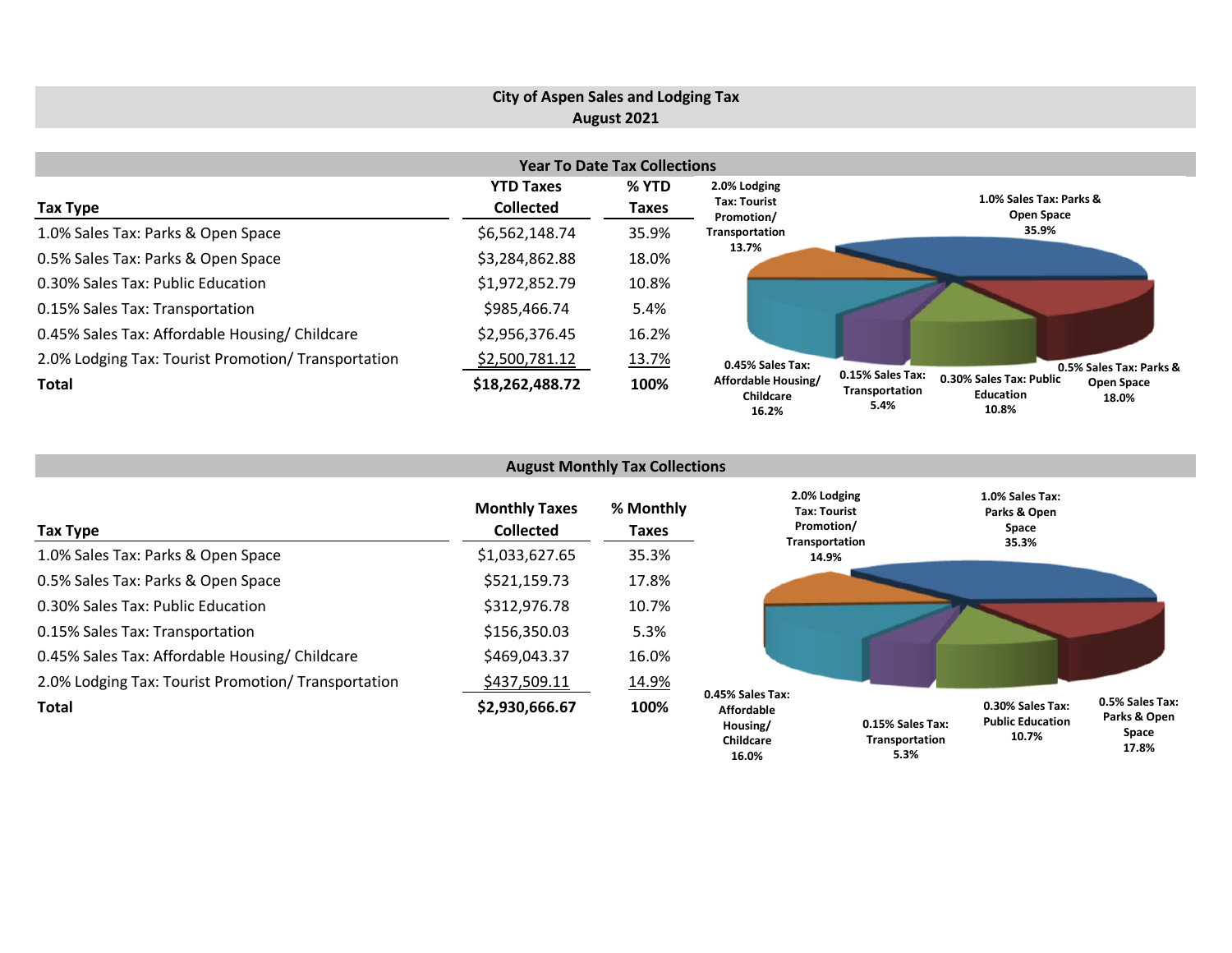# City of Aspen Sales and Lodging Tax
## August 2021

### Year To Date Tax Collections

| Tax Type | YTD Taxes Collected | % YTD Taxes |
|---|---|---|
| 1.0% Sales Tax: Parks & Open Space | $6,562,148.74 | 35.9% |
| 0.5% Sales Tax: Parks & Open Space | $3,284,862.88 | 18.0% |
| 0.30% Sales Tax: Public Education | $1,972,852.79 | 10.8% |
| 0.15% Sales Tax: Transportation | $985,466.74 | 5.4% |
| 0.45% Sales Tax: Affordable Housing/ Childcare | $2,956,376.45 | 16.2% |
| 2.0% Lodging Tax: Tourist Promotion/ Transportation | $2,500,781.12 | 13.7% |
| **Total** | **$18,262,488.72** | **100%** |

2.0% Lodging Tax: Tourist Promotion/ Transportation 13.7%

1.0% Sales Tax: Parks & Open Space 35.9%

0.45% Sales Tax: Affordable Housing/ Childcare 16.2%

0.15% Sales Tax: Transportation 5.4%

0.30% Sales Tax: Public Education 10.8%

0.5% Sales Tax: Parks & Open Space 18.0%

### August Monthly Tax Collections

| Tax Type | Monthly Taxes Collected | % Monthly Taxes |
|---|---|---|
| 1.0% Sales Tax: Parks & Open Space | $1,033,627.65 | 35.3% |
| 0.5% Sales Tax: Parks & Open Space | $521,159.73 | 17.8% |
| 0.30% Sales Tax: Public Education | $312,976.78 | 10.7% |
| 0.15% Sales Tax: Transportation | $156,350.03 | 5.3% |
| 0.45% Sales Tax: Affordable Housing/ Childcare | $469,043.37 | 16.0% |
| 2.0% Lodging Tax: Tourist Promotion/ Transportation | $437,509.11 | 14.9% |
| **Total** | **$2,930,666.67** | **100%** |

2.0% Lodging Tax: Tourist Promotion/ Transportation 14.9%

1.0% Sales Tax: Parks & Open Space 35.3%

0.45% Sales Tax: Affordable Housing/ Childcare 16.0%

0.15% Sales Tax: Transportation 5.3%

0.30% Sales Tax: Public Education 10.7%

0.5% Sales Tax: Parks & Open Space 17.8%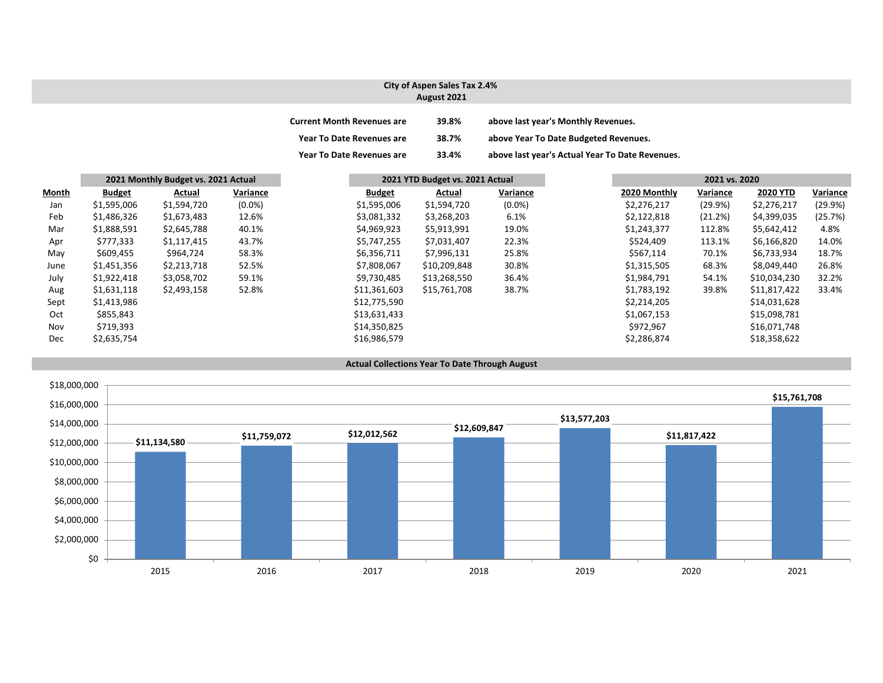# City of Aspen Sales Tax 2.4%
## August 2021

| | | |
|---|---|---|
| Current Month Revenues are | 39.8% | above last year's Monthly Revenues. |
| Year To Date Revenues are | 38.7% | above Year To Date Budgeted Revenues. |
| Year To Date Revenues are | 33.4% | above last year's Actual Year To Date Revenues. |

| | 2021 Monthly Budget vs. 2021 Actual | | | 2021 YTD Budget vs. 2021 Actual | | | 2021 vs. 2020 | | | |
|---|---|---|---|---|---|---|---|---|---|---|
| **Month** | **Budget** | **Actual** | **Variance** | **Budget** | **Actual** | **Variance** | **2020 Monthly** | **Variance** | **2020 YTD** | **Variance** |
| Jan | $1,595,006 | $1,594,720 | (0.0%) | $1,595,006 | $1,594,720 | (0.0%) | $2,276,217 | (29.9%) | $2,276,217 | (29.9%) |
| Feb | $1,486,326 | $1,673,483 | 12.6% | $3,081,332 | $3,268,203 | 6.1% | $2,122,818 | (21.2%) | $4,399,035 | (25.7%) |
| Mar | $1,888,591 | $2,645,788 | 40.1% | $4,969,923 | $5,913,991 | 19.0% | $1,243,377 | 112.8% | $5,642,412 | 4.8% |
| Apr | $777,333 | $1,117,415 | 43.7% | $5,747,255 | $7,031,407 | 22.3% | $524,409 | 113.1% | $6,166,820 | 14.0% |
| May | $609,455 | $964,724 | 58.3% | $6,356,711 | $7,996,131 | 25.8% | $567,114 | 70.1% | $6,733,934 | 18.7% |
| June | $1,451,356 | $2,213,718 | 52.5% | $7,808,067 | $10,209,848 | 30.8% | $1,315,505 | 68.3% | $8,049,440 | 26.8% |
| July | $1,922,418 | $3,058,702 | 59.1% | $9,730,485 | $13,268,550 | 36.4% | $1,984,791 | 54.1% | $10,034,230 | 32.2% |
| Aug | $1,631,118 | $2,493,158 | 52.8% | $11,361,603 | $15,761,708 | 38.7% | $1,783,192 | 39.8% | $11,817,422 | 33.4% |
| Sept | $1,413,986 | | | $12,775,590 | | | $2,214,205 | | $14,031,628 | |
| Oct | $855,843 | | | $13,631,433 | | | $1,067,153 | | $15,098,781 | |
| Nov | $719,393 | | | $14,350,825 | | | $972,967 | | $16,071,748 | |
| Dec | $2,635,754 | | | $16,986,579 | | | $2,286,874 | | $18,358,622 | |

## Actual Collections Year To Date Through August

| Year | Collections |
|---|---|
| 2015 | $11,134,580 |
| 2016 | $11,759,072 |
| 2017 | $12,012,562 |
| 2018 | $12,609,847 |
| 2019 | $13,577,203 |
| 2020 | $11,817,422 |
| 2021 | $15,761,708 |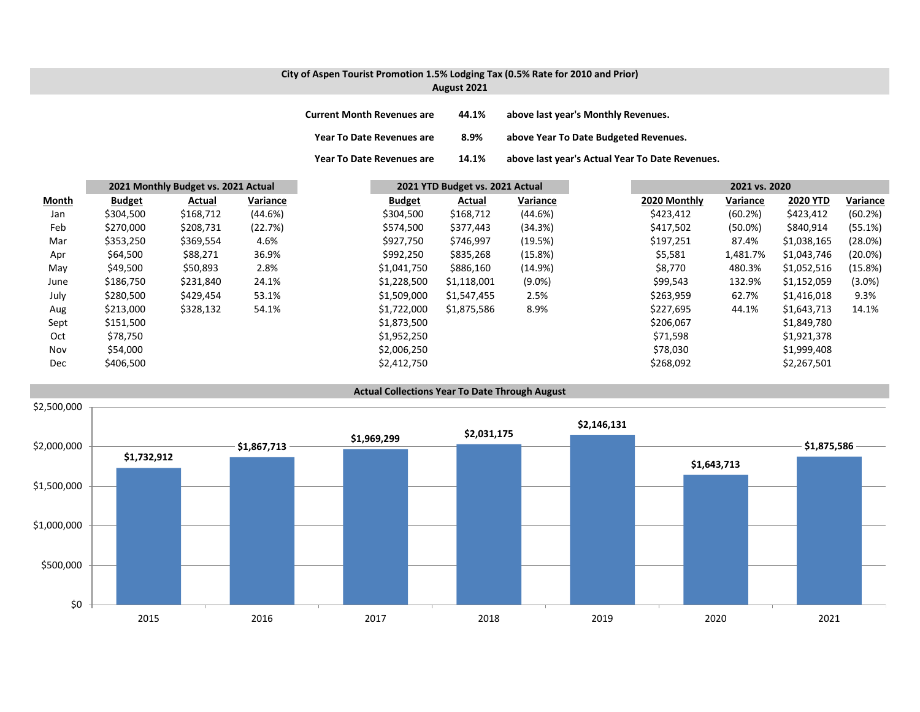## City of Aspen Tourist Promotion 1.5% Lodging Tax (0.5% Rate for 2010 and Prior)
## August 2021

| | | |
|---|---|---|
| **Current Month Revenues are** | **44.1%** | **above last year's Monthly Revenues.** |
| **Year To Date Revenues are** | **8.9%** | **above Year To Date Budgeted Revenues.** |
| **Year To Date Revenues are** | **14.1%** | **above last year's Actual Year To Date Revenues.** |

| | 2021 Monthly Budget vs. 2021 Actual | | | 2021 YTD Budget vs. 2021 Actual | | | 2021 vs. 2020 | | | |
|---|---|---|---|---|---|---|---|---|---|---|
| **Month** | **Budget** | **Actual** | **Variance** | **Budget** | **Actual** | **Variance** | **2020 Monthly** | **Variance** | **2020 YTD** | **Variance** |
| Jan | $304,500 | $168,712 | (44.6%) | $304,500 | $168,712 | (44.6%) | $423,412 | (60.2%) | $423,412 | (60.2%) |
| Feb | $270,000 | $208,731 | (22.7%) | $574,500 | $377,443 | (34.3%) | $417,502 | (50.0%) | $840,914 | (55.1%) |
| Mar | $353,250 | $369,554 | 4.6% | $927,750 | $746,997 | (19.5%) | $197,251 | 87.4% | $1,038,165 | (28.0%) |
| Apr | $64,500 | $88,271 | 36.9% | $992,250 | $835,268 | (15.8%) | $5,581 | 1,481.7% | $1,043,746 | (20.0%) |
| May | $49,500 | $50,893 | 2.8% | $1,041,750 | $886,160 | (14.9%) | $8,770 | 480.3% | $1,052,516 | (15.8%) |
| June | $186,750 | $231,840 | 24.1% | $1,228,500 | $1,118,001 | (9.0%) | $99,543 | 132.9% | $1,152,059 | (3.0%) |
| July | $280,500 | $429,454 | 53.1% | $1,509,000 | $1,547,455 | 2.5% | $263,959 | 62.7% | $1,416,018 | 9.3% |
| Aug | $213,000 | $328,132 | 54.1% | $1,722,000 | $1,875,586 | 8.9% | $227,695 | 44.1% | $1,643,713 | 14.1% |
| Sept | $151,500 | | | $1,873,500 | | | $206,067 | | $1,849,780 | |
| Oct | $78,750 | | | $1,952,250 | | | $71,598 | | $1,921,378 | |
| Nov | $54,000 | | | $2,006,250 | | | $78,030 | | $1,999,408 | |
| Dec | $406,500 | | | $2,412,750 | | | $268,092 | | $2,267,501 | |

### Actual Collections Year To Date Through August

| Year | Amount |
|---|---|
| 2015 | $1,732,912 |
| 2016 | $1,867,713 |
| 2017 | $1,969,299 |
| 2018 | $2,031,175 |
| 2019 | $2,146,131 |
| 2020 | $1,643,713 |
| 2021 | $1,875,586 |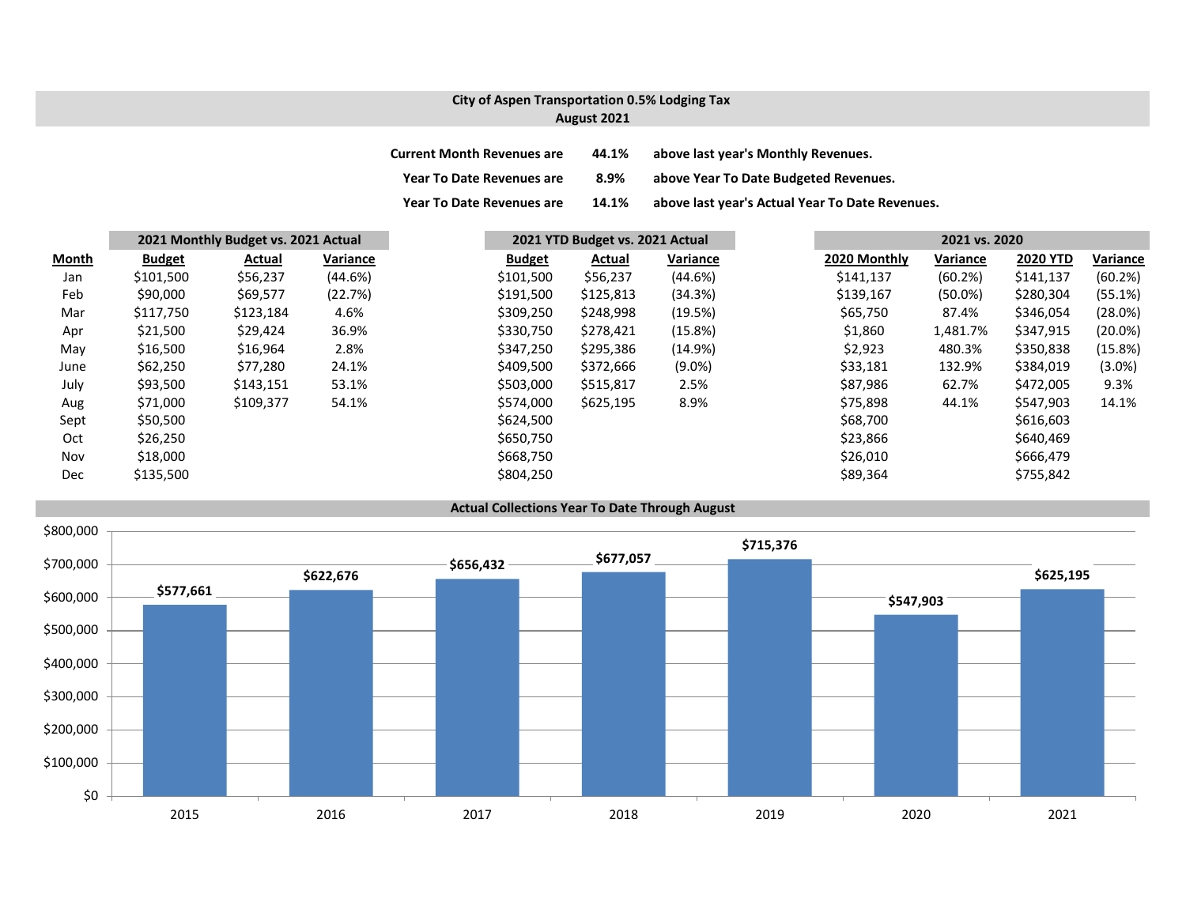## City of Aspen Transportation 0.5% Lodging Tax
## August 2021

| | | |
|---|---|---|
| Current Month Revenues are | 44.1% | above last year's Monthly Revenues. |
| Year To Date Revenues are | 8.9% | above Year To Date Budgeted Revenues. |
| Year To Date Revenues are | 14.1% | above last year's Actual Year To Date Revenues. |

| | 2021 Monthly Budget vs. 2021 Actual | | | 2021 YTD Budget vs. 2021 Actual | | | 2021 vs. 2020 | | | |
|---|---|---|---|---|---|---|---|---|---|---|
| **Month** | **Budget** | **Actual** | **Variance** | **Budget** | **Actual** | **Variance** | **2020 Monthly** | **Variance** | **2020 YTD** | **Variance** |
| Jan | $101,500 | $56,237 | (44.6%) | $101,500 | $56,237 | (44.6%) | $141,137 | (60.2%) | $141,137 | (60.2%) |
| Feb | $90,000 | $69,577 | (22.7%) | $191,500 | $125,813 | (34.3%) | $139,167 | (50.0%) | $280,304 | (55.1%) |
| Mar | $117,750 | $123,184 | 4.6% | $309,250 | $248,998 | (19.5%) | $65,750 | 87.4% | $346,054 | (28.0%) |
| Apr | $21,500 | $29,424 | 36.9% | $330,750 | $278,421 | (15.8%) | $1,860 | 1,481.7% | $347,915 | (20.0%) |
| May | $16,500 | $16,964 | 2.8% | $347,250 | $295,386 | (14.9%) | $2,923 | 480.3% | $350,838 | (15.8%) |
| June | $62,250 | $77,280 | 24.1% | $409,500 | $372,666 | (9.0%) | $33,181 | 132.9% | $384,019 | (3.0%) |
| July | $93,500 | $143,151 | 53.1% | $503,000 | $515,817 | 2.5% | $87,986 | 62.7% | $472,005 | 9.3% |
| Aug | $71,000 | $109,377 | 54.1% | $574,000 | $625,195 | 8.9% | $75,898 | 44.1% | $547,903 | 14.1% |
| Sept | $50,500 | | | $624,500 | | | $68,700 | | $616,603 | |
| Oct | $26,250 | | | $650,750 | | | $23,866 | | $640,469 | |
| Nov | $18,000 | | | $668,750 | | | $26,010 | | $666,479 | |
| Dec | $135,500 | | | $804,250 | | | $89,364 | | $755,842 | |

### Actual Collections Year To Date Through August

| Year | Amount |
|---|---|
| 2015 | $577,661 |
| 2016 | $622,676 |
| 2017 | $656,432 |
| 2018 | $677,057 |
| 2019 | $715,376 |
| 2020 | $547,903 |
| 2021 | $625,195 |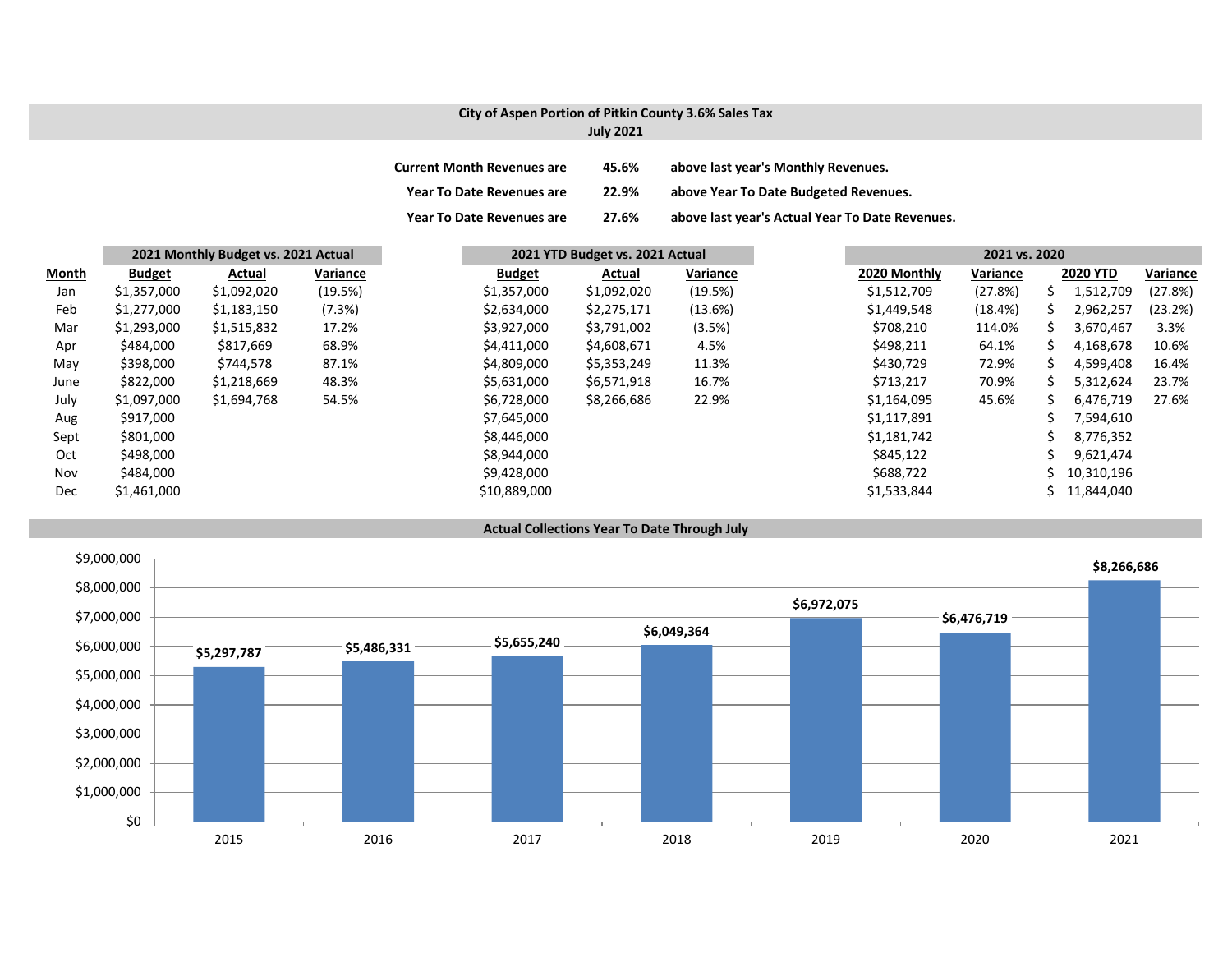## City of Aspen Portion of Pitkin County 3.6% Sales Tax
### July 2021

**Current Month Revenues are 45.6% above last year's Monthly Revenues.**

**Year To Date Revenues are 22.9% above Year To Date Budgeted Revenues.**

**Year To Date Revenues are 27.6% above last year's Actual Year To Date Revenues.**

| | 2021 Monthly Budget vs. 2021 Actual | | | 2021 YTD Budget vs. 2021 Actual | | | 2021 vs. 2020 | | | |
|---|---|---|---|---|---|---|---|---|---|---|
| **Month** | **Budget** | **Actual** | **Variance** | **Budget** | **Actual** | **Variance** | **2020 Monthly** | **Variance** | **2020 YTD** | **Variance** |
| Jan | $1,357,000 | $1,092,020 | (19.5%) | $1,357,000 | $1,092,020 | (19.5%) | $1,512,709 | (27.8%) | $ 1,512,709 | (27.8%) |
| Feb | $1,277,000 | $1,183,150 | (7.3%) | $2,634,000 | $2,275,171 | (13.6%) | $1,449,548 | (18.4%) | $ 2,962,257 | (23.2%) |
| Mar | $1,293,000 | $1,515,832 | 17.2% | $3,927,000 | $3,791,002 | (3.5%) | $708,210 | 114.0% | $ 3,670,467 | 3.3% |
| Apr | $484,000 | $817,669 | 68.9% | $4,411,000 | $4,608,671 | 4.5% | $498,211 | 64.1% | $ 4,168,678 | 10.6% |
| May | $398,000 | $744,578 | 87.1% | $4,809,000 | $5,353,249 | 11.3% | $430,729 | 72.9% | $ 4,599,408 | 16.4% |
| June | $822,000 | $1,218,669 | 48.3% | $5,631,000 | $6,571,918 | 16.7% | $713,217 | 70.9% | $ 5,312,624 | 23.7% |
| July | $1,097,000 | $1,694,768 | 54.5% | $6,728,000 | $8,266,686 | 22.9% | $1,164,095 | 45.6% | $ 6,476,719 | 27.6% |
| Aug | $917,000 | | | $7,645,000 | | | $1,117,891 | | $ 7,594,610 | |
| Sept | $801,000 | | | $8,446,000 | | | $1,181,742 | | $ 8,776,352 | |
| Oct | $498,000 | | | $8,944,000 | | | $845,122 | | $ 9,621,474 | |
| Nov | $484,000 | | | $9,428,000 | | | $688,722 | | $ 10,310,196 | |
| Dec | $1,461,000 | | | $10,889,000 | | | $1,533,844 | | $ 11,844,040 | |

### Actual Collections Year To Date Through July

| Year | Amount |
|---|---|
| 2015 | $5,297,787 |
| 2016 | $5,486,331 |
| 2017 | $5,655,240 |
| 2018 | $6,049,364 |
| 2019 | $6,972,075 |
| 2020 | $6,476,719 |
| 2021 | $8,266,686 |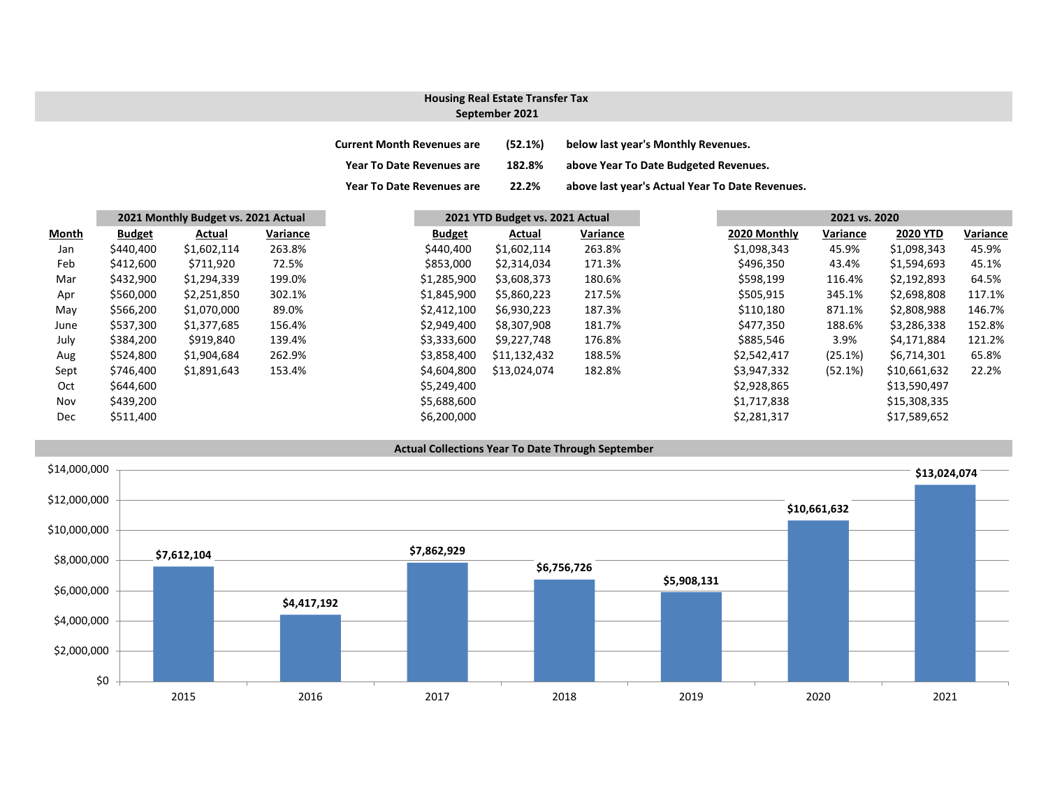# Housing Real Estate Transfer Tax
## September 2021

| | | |
|---|---|---|
| **Current Month Revenues are** | **(52.1%)** | **below last year's Monthly Revenues.** |
| **Year To Date Revenues are** | **182.8%** | **above Year To Date Budgeted Revenues.** |
| **Year To Date Revenues are** | **22.2%** | **above last year's Actual Year To Date Revenues.** |

| | **2021 Monthly Budget vs. 2021 Actual** | | | **2021 YTD Budget vs. 2021 Actual** | | | **2021 vs. 2020** | | | |
|---|---|---|---|---|---|---|---|---|---|---|
| **Month** | **Budget** | **Actual** | **Variance** | **Budget** | **Actual** | **Variance** | **2020 Monthly** | **Variance** | **2020 YTD** | **Variance** |
| Jan | $440,400 | $1,602,114 | 263.8% | $440,400 | $1,602,114 | 263.8% | $1,098,343 | 45.9% | $1,098,343 | 45.9% |
| Feb | $412,600 | $711,920 | 72.5% | $853,000 | $2,314,034 | 171.3% | $496,350 | 43.4% | $1,594,693 | 45.1% |
| Mar | $432,900 | $1,294,339 | 199.0% | $1,285,900 | $3,608,373 | 180.6% | $598,199 | 116.4% | $2,192,893 | 64.5% |
| Apr | $560,000 | $2,251,850 | 302.1% | $1,845,900 | $5,860,223 | 217.5% | $505,915 | 345.1% | $2,698,808 | 117.1% |
| May | $566,200 | $1,070,000 | 89.0% | $2,412,100 | $6,930,223 | 187.3% | $110,180 | 871.1% | $2,808,988 | 146.7% |
| June | $537,300 | $1,377,685 | 156.4% | $2,949,400 | $8,307,908 | 181.7% | $477,350 | 188.6% | $3,286,338 | 152.8% |
| July | $384,200 | $919,840 | 139.4% | $3,333,600 | $9,227,748 | 176.8% | $885,546 | 3.9% | $4,171,884 | 121.2% |
| Aug | $524,800 | $1,904,684 | 262.9% | $3,858,400 | $11,132,432 | 188.5% | $2,542,417 | (25.1%) | $6,714,301 | 65.8% |
| Sept | $746,400 | $1,891,643 | 153.4% | $4,604,800 | $13,024,074 | 182.8% | $3,947,332 | (52.1%) | $10,661,632 | 22.2% |
| Oct | $644,600 | | | $5,249,400 | | | $2,928,865 | | $13,590,497 | |
| Nov | $439,200 | | | $5,688,600 | | | $1,717,838 | | $15,308,335 | |
| Dec | $511,400 | | | $6,200,000 | | | $2,281,317 | | $17,589,652 | |

## Actual Collections Year To Date Through September

| Year | Amount |
|---|---|
| 2015 | $7,612,104 |
| 2016 | $4,417,192 |
| 2017 | $7,862,929 |
| 2018 | $6,756,726 |
| 2019 | $5,908,131 |
| 2020 | $10,661,632 |
| 2021 | $13,024,074 |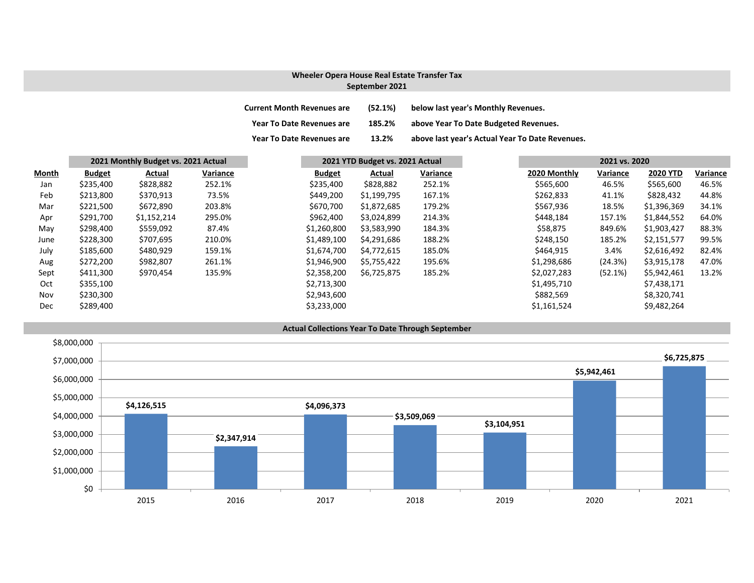**Wheeler Opera House Real Estate Transfer Tax**
**September 2021**

| | | |
|---|---|---|
| **Current Month Revenues are** | **(52.1%)** | **below last year's Monthly Revenues.** |
| **Year To Date Revenues are** | **185.2%** | **above Year To Date Budgeted Revenues.** |
| **Year To Date Revenues are** | **13.2%** | **above last year's Actual Year To Date Revenues.** |

| | 2021 Monthly Budget vs. 2021 Actual | | | 2021 YTD Budget vs. 2021 Actual | | | 2021 vs. 2020 | | | |
|---|---|---|---|---|---|---|---|---|---|---|
| **Month** | **Budget** | **Actual** | **Variance** | **Budget** | **Actual** | **Variance** | **2020 Monthly** | **Variance** | **2020 YTD** | **Variance** |
| Jan | $235,400 | $828,882 | 252.1% | $235,400 | $828,882 | 252.1% | $565,600 | 46.5% | $565,600 | 46.5% |
| Feb | $213,800 | $370,913 | 73.5% | $449,200 | $1,199,795 | 167.1% | $262,833 | 41.1% | $828,432 | 44.8% |
| Mar | $221,500 | $672,890 | 203.8% | $670,700 | $1,872,685 | 179.2% | $567,936 | 18.5% | $1,396,369 | 34.1% |
| Apr | $291,700 | $1,152,214 | 295.0% | $962,400 | $3,024,899 | 214.3% | $448,184 | 157.1% | $1,844,552 | 64.0% |
| May | $298,400 | $559,092 | 87.4% | $1,260,800 | $3,583,990 | 184.3% | $58,875 | 849.6% | $1,903,427 | 88.3% |
| June | $228,300 | $707,695 | 210.0% | $1,489,100 | $4,291,686 | 188.2% | $248,150 | 185.2% | $2,151,577 | 99.5% |
| July | $185,600 | $480,929 | 159.1% | $1,674,700 | $4,772,615 | 185.0% | $464,915 | 3.4% | $2,616,492 | 82.4% |
| Aug | $272,200 | $982,807 | 261.1% | $1,946,900 | $5,755,422 | 195.6% | $1,298,686 | (24.3%) | $3,915,178 | 47.0% |
| Sept | $411,300 | $970,454 | 135.9% | $2,358,200 | $6,725,875 | 185.2% | $2,027,283 | (52.1%) | $5,942,461 | 13.2% |
| Oct | $355,100 | | | $2,713,300 | | | $1,495,710 | | $7,438,171 | |
| Nov | $230,300 | | | $2,943,600 | | | $882,569 | | $8,320,741 | |
| Dec | $289,400 | | | $3,233,000 | | | $1,161,524 | | $9,482,264 | |

**Actual Collections Year To Date Through September**

$8,000,000
$7,000,000
$6,000,000
$5,000,000
$4,000,000
$3,000,000
$2,000,000
$1,000,000
$0

2015: $4,126,515
2016: $2,347,914
2017: $4,096,373
2018: $3,509,069
2019: $3,104,951
2020: $5,942,461
2021: $6,725,875